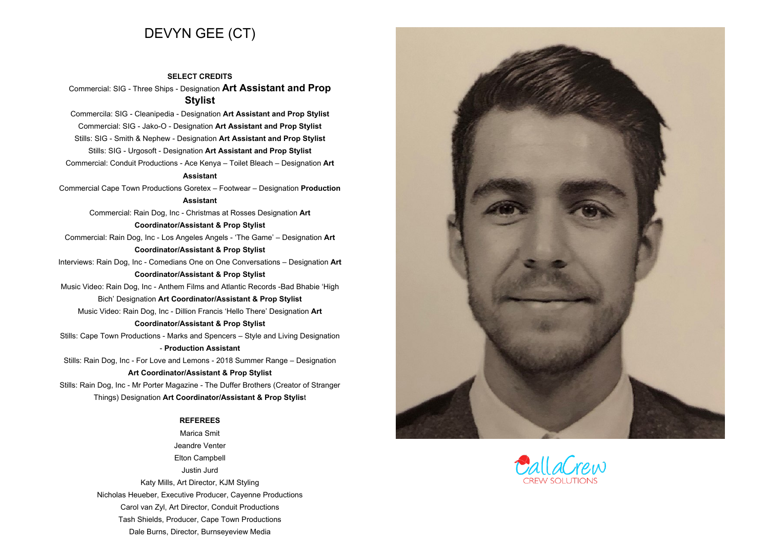# DEVYN GEE (CT)

**SELECT CREDITS**

Commercial: SIG - Three Ships - Designation **Art Assistant and Prop Stylist**

Commercila: SIG - Cleanipedia - Designation **Art Assistant and Prop Stylist**

Commercial: SIG - Jako-O - Designation **Art Assistant and Prop Stylist**

Stills: SIG - Smith & Nephew - Designation **Art Assistant and Prop Stylist**

Stills: SIG - Urgosoft - Designation **Art Assistant and Prop Stylist**

Commercial: Conduit Productions - Ace Kenya – Toilet Bleach – Designation **Art Assistant**

Commercial Cape Town Productions Goretex – Footwear – Designation **Production Assistant**

Commercial: Rain Dog, Inc - Christmas at Rosses Designation **Art Coordinator/Assistant & Prop Stylist**

Commercial: Rain Dog, Inc - Los Angeles Angels - 'The Game' – Designation **Art Coordinator/Assistant & Prop Stylist**

Interviews: Rain Dog, Inc - Comedians One on One Conversations – Designation **Art Coordinator/Assistant & Prop Stylist**

Music Video: Rain Dog, Inc - Anthem Films and Atlantic Records -Bad Bhabie 'High Bich' Designation **Art Coordinator/Assistant & Prop Stylist**

Music Video: Rain Dog, Inc - Dillion Francis 'Hello There' Designation **Art Coordinator/Assistant & Prop Stylist**

Stills: Cape Town Productions - Marks and Spencers – Style and Living Designation - **Production Assistant**

Stills: Rain Dog, Inc - For Love and Lemons - 2018 Summer Range – Designation **Art Coordinator/Assistant & Prop Stylist**

Stills: Rain Dog, Inc - Mr Porter Magazine - The Duffer Brothers (Creator of Stranger Things) Designation **Art Coordinator/Assistant & Prop Stylis**t

**REFEREES**

Marica Smit

Jeandre Venter

Elton Campbell

Justin Jurd

Katy Mills, Art Director, KJM Styling

Nicholas Heueber, Executive Producer, Cayenne Productions

Carol van Zyl, Art Director, Conduit Productions

Tash Shields, Producer, Cape Town Productions

Dale Burns, Director, Burnseyeview Media

CallaCrew
CREW SOLUTIONS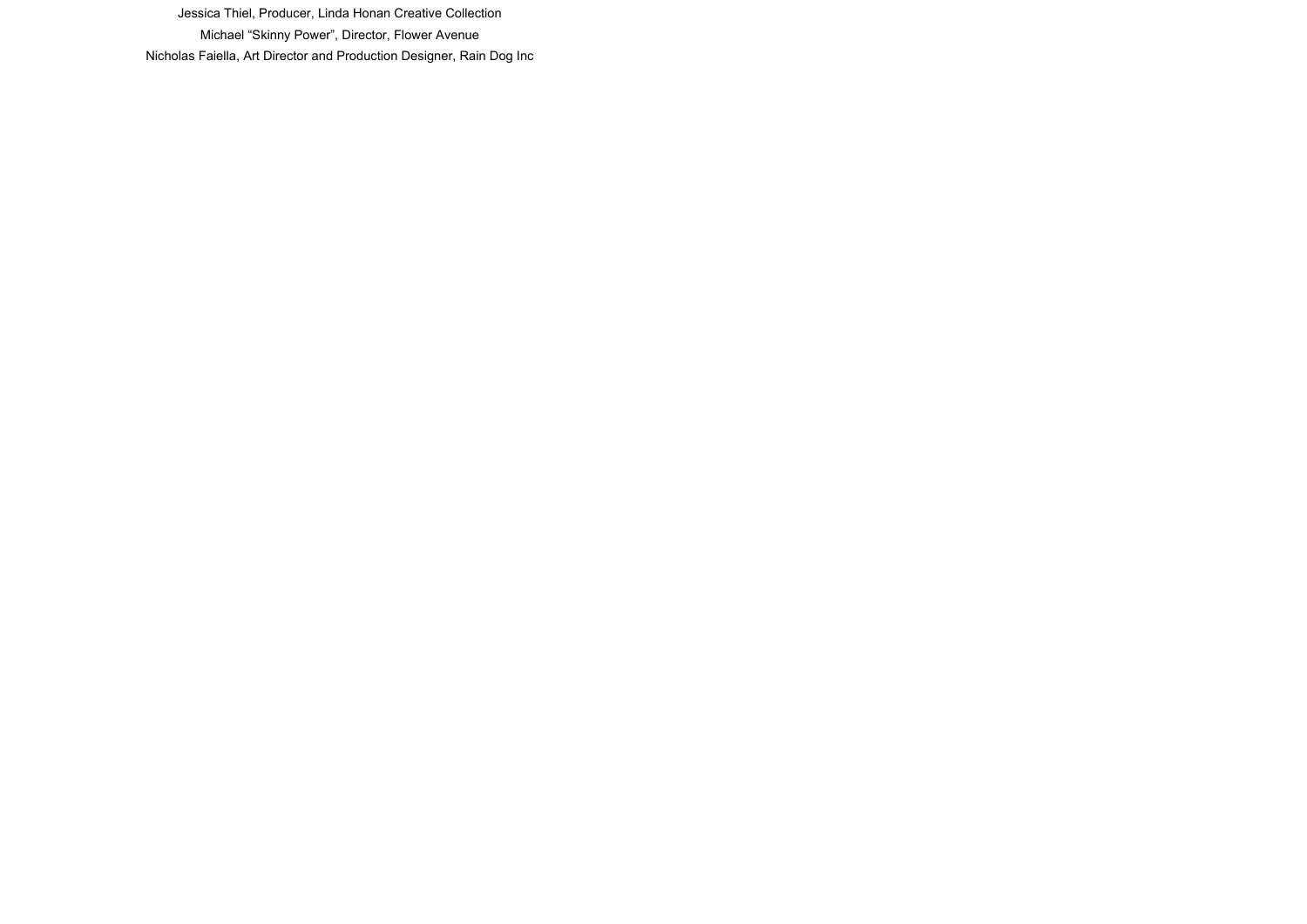Jessica Thiel, Producer, Linda Honan Creative Collection

Michael “Skinny Power”, Director, Flower Avenue

Nicholas Faiella, Art Director and Production Designer, Rain Dog Inc